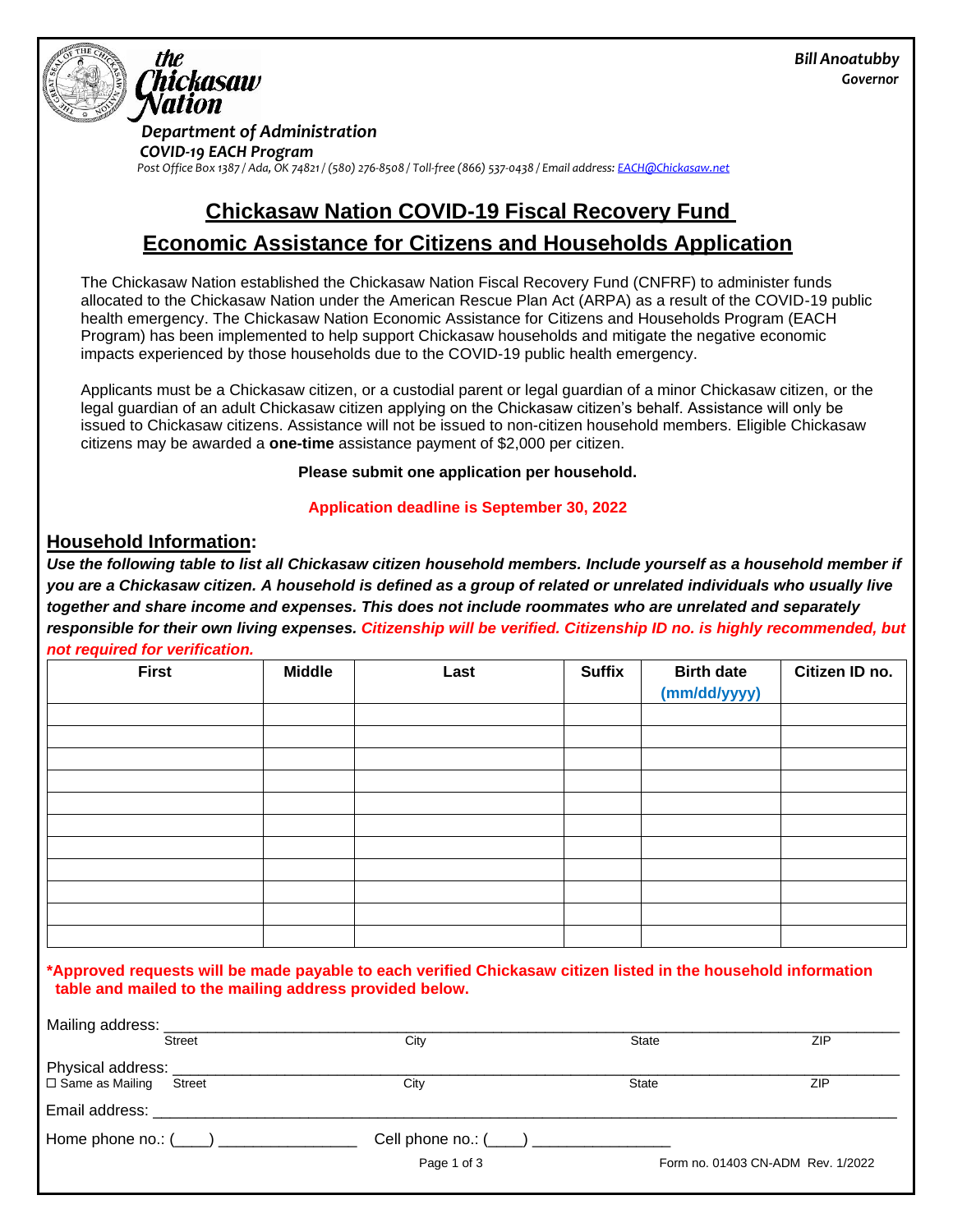Bill Anoatubby
Governor

the Chickasaw Nation

*Department of Administration*
*COVID-19 EACH Program*

*Post Office Box 1387 / Ada, OK 74821 / (580) 276-8508 / Toll-free (866) 537-0438 / Email address: EACH@Chickasaw.net*

# Chickasaw Nation COVID-19 Fiscal Recovery Fund
# Economic Assistance for Citizens and Households Application

The Chickasaw Nation established the Chickasaw Nation Fiscal Recovery Fund (CNFRF) to administer funds allocated to the Chickasaw Nation under the American Rescue Plan Act (ARPA) as a result of the COVID-19 public health emergency. The Chickasaw Nation Economic Assistance for Citizens and Households Program (EACH Program) has been implemented to help support Chickasaw households and mitigate the negative economic impacts experienced by those households due to the COVID-19 public health emergency.

Applicants must be a Chickasaw citizen, or a custodial parent or legal guardian of a minor Chickasaw citizen, or the legal guardian of an adult Chickasaw citizen applying on the Chickasaw citizen's behalf. Assistance will only be issued to Chickasaw citizens. Assistance will not be issued to non-citizen household members. Eligible Chickasaw citizens may be awarded a **one-time** assistance payment of $2,000 per citizen.

**Please submit one application per household.**

**Application deadline is September 30, 2022**

## Household Information:

***Use the following table to list all Chickasaw citizen household members. Include yourself as a household member if you are a Chickasaw citizen. A household is defined as a group of related or unrelated individuals who usually live together and share income and expenses. This does not include roommates who are unrelated and separately responsible for their own living expenses. Citizenship will be verified. Citizenship ID no. is highly recommended, but not required for verification.***

| First | Middle | Last | Suffix | Birth date (mm/dd/yyyy) | Citizen ID no. |
|---|---|---|---|---|---|
| | | | | | |
| | | | | | |
| | | | | | |
| | | | | | |
| | | | | | |
| | | | | | |
| | | | | | |
| | | | | | |
| | | | | | |
| | | | | | |
| | | | | | |

**\*Approved requests will be made payable to each verified Chickasaw citizen listed in the household information table and mailed to the mailing address provided below.**

Mailing address: ______________________________________________________________
Street City State ZIP

Physical address: ______________________________________________________________
☐ Same as Mailing Street City State ZIP

Email address: ______________________________________________________________

Home phone no.: (____) _______________ Cell phone no.: (____) _______________

Form no. 01403 CN-ADM Rev. 1/2022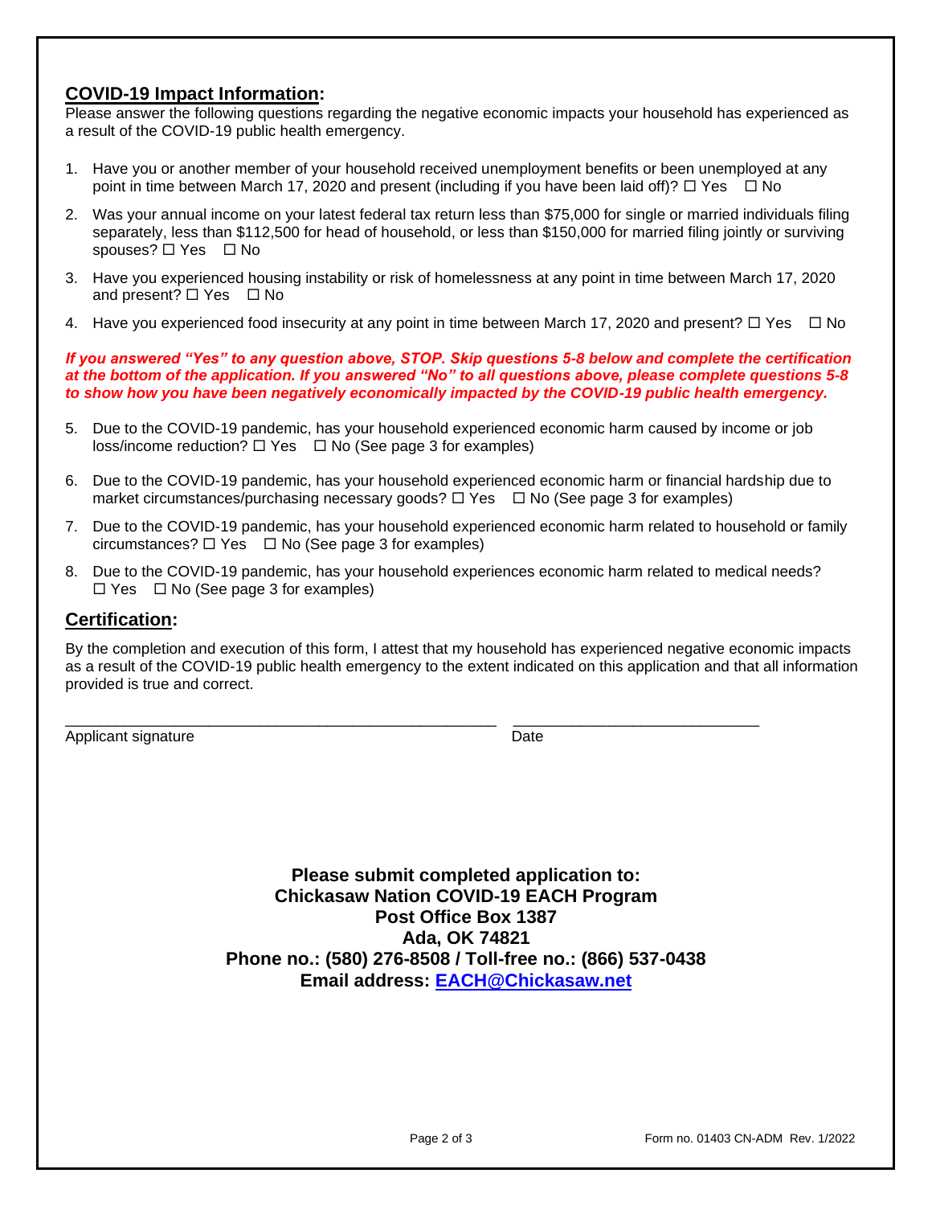## COVID-19 Impact Information:

Please answer the following questions regarding the negative economic impacts your household has experienced as a result of the COVID-19 public health emergency.

1. Have you or another member of your household received unemployment benefits or been unemployed at any point in time between March 17, 2020 and present (including if you have been laid off)? ☐ Yes ☐ No
2. Was your annual income on your latest federal tax return less than $75,000 for single or married individuals filing separately, less than $112,500 for head of household, or less than $150,000 for married filing jointly or surviving spouses? ☐ Yes ☐ No
3. Have you experienced housing instability or risk of homelessness at any point in time between March 17, 2020 and present? ☐ Yes ☐ No
4. Have you experienced food insecurity at any point in time between March 17, 2020 and present? ☐ Yes ☐ No

***If you answered "Yes" to any question above, STOP. Skip questions 5-8 below and complete the certification at the bottom of the application. If you answered "No" to all questions above, please complete questions 5-8 to show how you have been negatively economically impacted by the COVID-19 public health emergency.***

5. Due to the COVID-19 pandemic, has your household experienced economic harm caused by income or job loss/income reduction? ☐ Yes ☐ No (See page 3 for examples)
6. Due to the COVID-19 pandemic, has your household experienced economic harm or financial hardship due to market circumstances/purchasing necessary goods? ☐ Yes ☐ No (See page 3 for examples)
7. Due to the COVID-19 pandemic, has your household experienced economic harm related to household or family circumstances? ☐ Yes ☐ No (See page 3 for examples)
8. Due to the COVID-19 pandemic, has your household experiences economic harm related to medical needs? ☐ Yes ☐ No (See page 3 for examples)

## Certification:

By the completion and execution of this form, I attest that my household has experienced negative economic impacts as a result of the COVID-19 public health emergency to the extent indicated on this application and that all information provided is true and correct.

\_\_\_\_\_\_\_\_\_\_\_\_\_\_\_\_\_\_\_\_\_\_\_\_\_\_\_\_\_\_\_\_\_\_\_\_\_\_\_\_\_\_\_\_\_\_\_\_\_\_\_\_ \_\_\_\_\_\_\_\_\_\_\_\_\_\_\_\_\_\_\_\_\_\_\_\_\_\_\_\_\_\_\_
Applicant signature Date

**Please submit completed application to:**
**Chickasaw Nation COVID-19 EACH Program**
**Post Office Box 1387**
**Ada, OK 74821**
**Phone no.: (580) 276-8508 / Toll-free no.: (866) 537-0438**
**Email address: EACH@Chickasaw.net**

Form no. 01403 CN-ADM Rev. 1/2022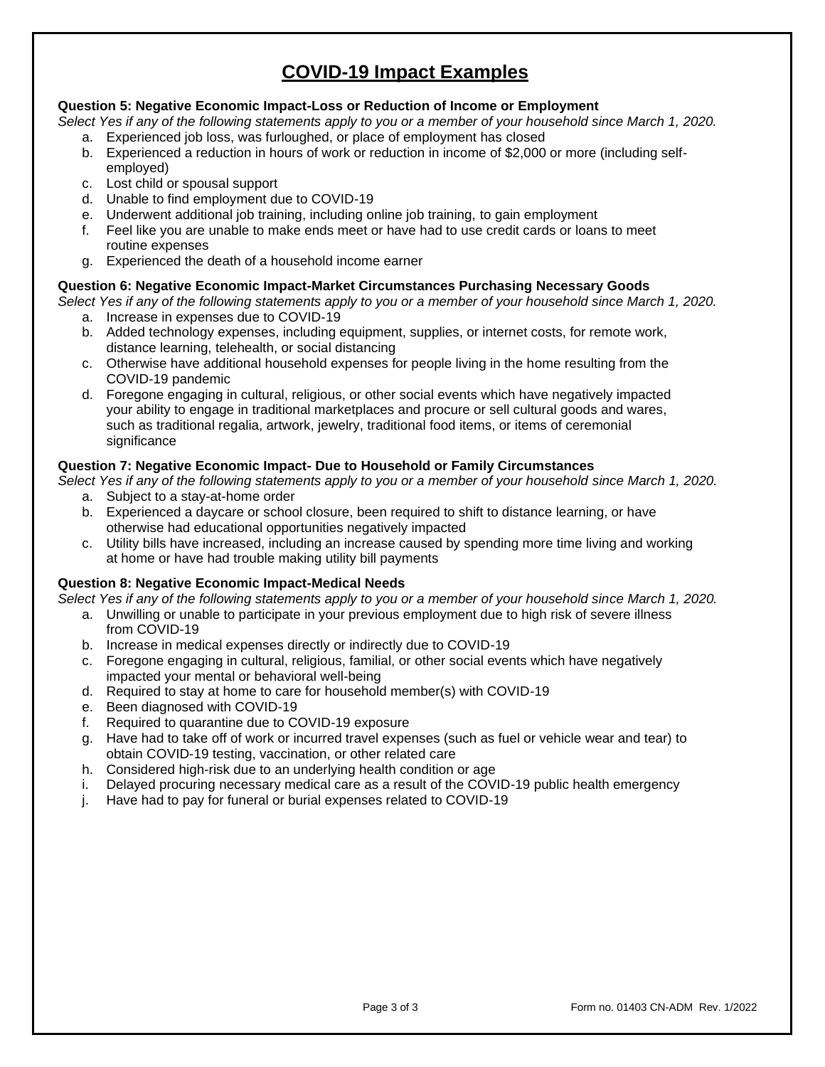# COVID-19 Impact Examples

**Question 5: Negative Economic Impact-Loss or Reduction of Income or Employment**

*Select Yes if any of the following statements apply to you or a member of your household since March 1, 2020.*

a. Experienced job loss, was furloughed, or place of employment has closed
b. Experienced a reduction in hours of work or reduction in income of $2,000 or more (including self-employed)
c. Lost child or spousal support
d. Unable to find employment due to COVID-19
e. Underwent additional job training, including online job training, to gain employment
f. Feel like you are unable to make ends meet or have had to use credit cards or loans to meet routine expenses
g. Experienced the death of a household income earner

**Question 6: Negative Economic Impact-Market Circumstances Purchasing Necessary Goods**

*Select Yes if any of the following statements apply to you or a member of your household since March 1, 2020.*

a. Increase in expenses due to COVID-19
b. Added technology expenses, including equipment, supplies, or internet costs, for remote work, distance learning, telehealth, or social distancing
c. Otherwise have additional household expenses for people living in the home resulting from the COVID-19 pandemic
d. Foregone engaging in cultural, religious, or other social events which have negatively impacted your ability to engage in traditional marketplaces and procure or sell cultural goods and wares, such as traditional regalia, artwork, jewelry, traditional food items, or items of ceremonial significance

**Question 7: Negative Economic Impact- Due to Household or Family Circumstances**

*Select Yes if any of the following statements apply to you or a member of your household since March 1, 2020.*

a. Subject to a stay-at-home order
b. Experienced a daycare or school closure, been required to shift to distance learning, or have otherwise had educational opportunities negatively impacted
c. Utility bills have increased, including an increase caused by spending more time living and working at home or have had trouble making utility bill payments

**Question 8: Negative Economic Impact-Medical Needs**

*Select Yes if any of the following statements apply to you or a member of your household since March 1, 2020.*

a. Unwilling or unable to participate in your previous employment due to high risk of severe illness from COVID-19
b. Increase in medical expenses directly or indirectly due to COVID-19
c. Foregone engaging in cultural, religious, familial, or other social events which have negatively impacted your mental or behavioral well-being
d. Required to stay at home to care for household member(s) with COVID-19
e. Been diagnosed with COVID-19
f. Required to quarantine due to COVID-19 exposure
g. Have had to take off of work or incurred travel expenses (such as fuel or vehicle wear and tear) to obtain COVID-19 testing, vaccination, or other related care
h. Considered high-risk due to an underlying health condition or age
i. Delayed procuring necessary medical care as a result of the COVID-19 public health emergency
j. Have had to pay for funeral or burial expenses related to COVID-19

Form no. 01403 CN-ADM Rev. 1/2022